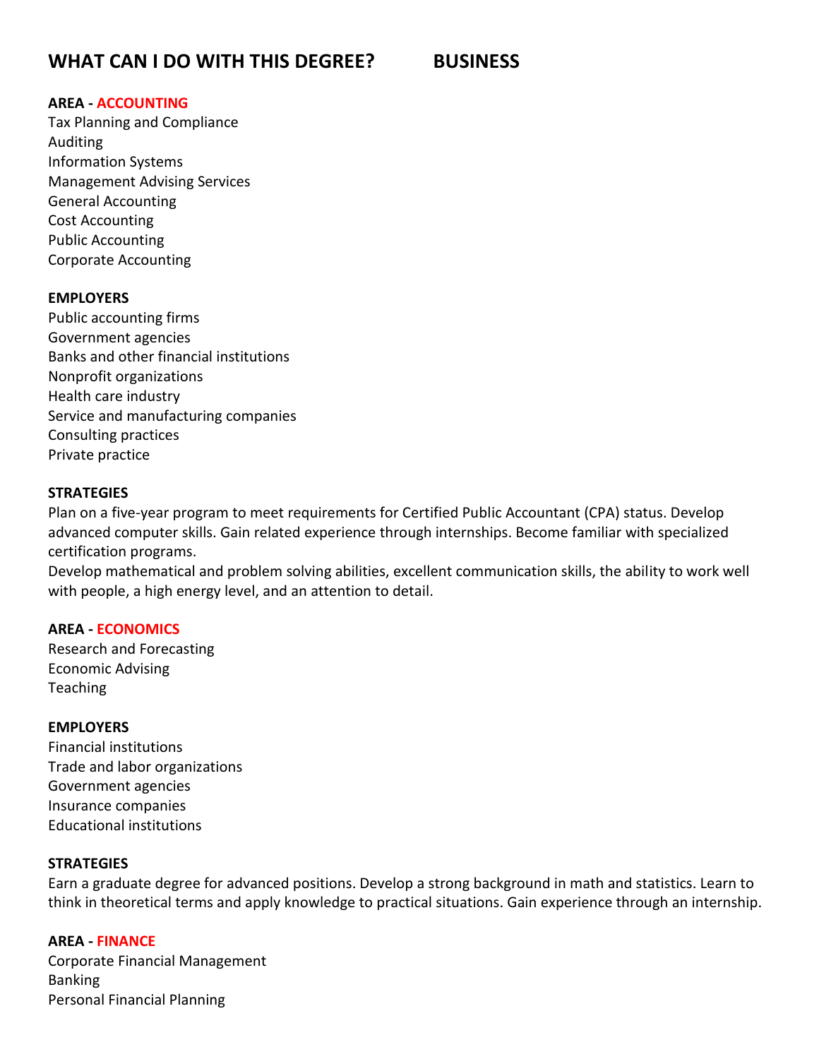# WHAT CAN I DO WITH THIS DEGREE? BUSINESS

**AREA - ACCOUNTING**

Tax Planning and Compliance
Auditing
Information Systems
Management Advising Services
General Accounting
Cost Accounting
Public Accounting
Corporate Accounting

**EMPLOYERS**

Public accounting firms
Government agencies
Banks and other financial institutions
Nonprofit organizations
Health care industry
Service and manufacturing companies
Consulting practices
Private practice

**STRATEGIES**

Plan on a five-year program to meet requirements for Certified Public Accountant (CPA) status. Develop advanced computer skills. Gain related experience through internships. Become familiar with specialized certification programs.
Develop mathematical and problem solving abilities, excellent communication skills, the ability to work well with people, a high energy level, and an attention to detail.

**AREA - ECONOMICS**

Research and Forecasting
Economic Advising
Teaching

**EMPLOYERS**

Financial institutions
Trade and labor organizations
Government agencies
Insurance companies
Educational institutions

**STRATEGIES**

Earn a graduate degree for advanced positions. Develop a strong background in math and statistics. Learn to think in theoretical terms and apply knowledge to practical situations. Gain experience through an internship.

**AREA - FINANCE**

Corporate Financial Management
Banking
Personal Financial Planning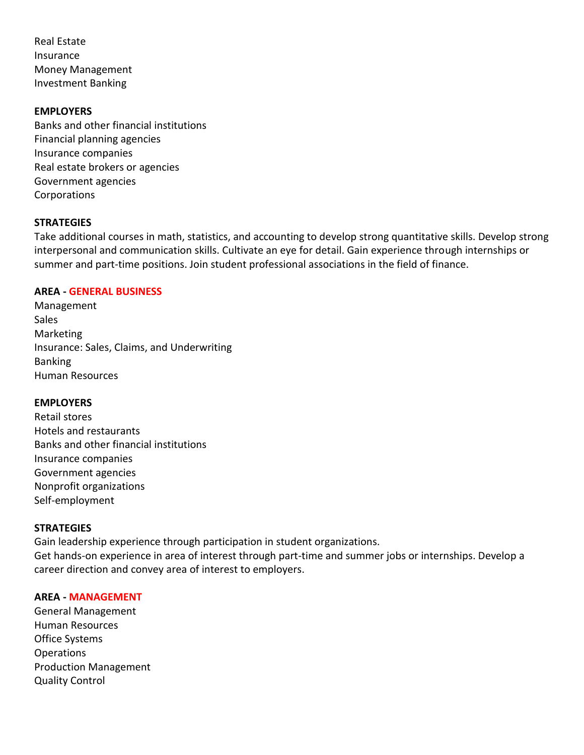Real Estate
Insurance
Money Management
Investment Banking

**EMPLOYERS**

Banks and other financial institutions
Financial planning agencies
Insurance companies
Real estate brokers or agencies
Government agencies
Corporations

**STRATEGIES**

Take additional courses in math, statistics, and accounting to develop strong quantitative skills. Develop strong interpersonal and communication skills. Cultivate an eye for detail. Gain experience through internships or summer and part-time positions. Join student professional associations in the field of finance.

**AREA - GENERAL BUSINESS**

Management
Sales
Marketing
Insurance: Sales, Claims, and Underwriting
Banking
Human Resources

**EMPLOYERS**

Retail stores
Hotels and restaurants
Banks and other financial institutions
Insurance companies
Government agencies
Nonprofit organizations
Self-employment

**STRATEGIES**

Gain leadership experience through participation in student organizations.
Get hands-on experience in area of interest through part-time and summer jobs or internships. Develop a career direction and convey area of interest to employers.

**AREA - MANAGEMENT**

General Management
Human Resources
Office Systems
Operations
Production Management
Quality Control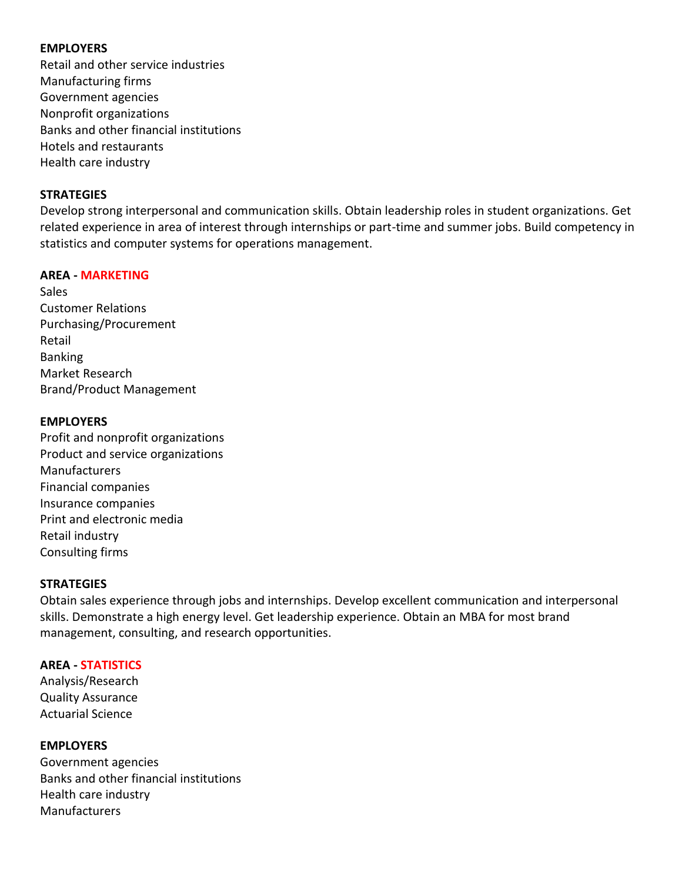**EMPLOYERS**

Retail and other service industries
Manufacturing firms
Government agencies
Nonprofit organizations
Banks and other financial institutions
Hotels and restaurants
Health care industry

**STRATEGIES**

Develop strong interpersonal and communication skills. Obtain leadership roles in student organizations. Get related experience in area of interest through internships or part-time and summer jobs. Build competency in statistics and computer systems for operations management.

**AREA - MARKETING**

Sales
Customer Relations
Purchasing/Procurement
Retail
Banking
Market Research
Brand/Product Management

**EMPLOYERS**

Profit and nonprofit organizations
Product and service organizations
Manufacturers
Financial companies
Insurance companies
Print and electronic media
Retail industry
Consulting firms

**STRATEGIES**

Obtain sales experience through jobs and internships. Develop excellent communication and interpersonal skills. Demonstrate a high energy level. Get leadership experience. Obtain an MBA for most brand management, consulting, and research opportunities.

**AREA - STATISTICS**

Analysis/Research
Quality Assurance
Actuarial Science

**EMPLOYERS**

Government agencies
Banks and other financial institutions
Health care industry
Manufacturers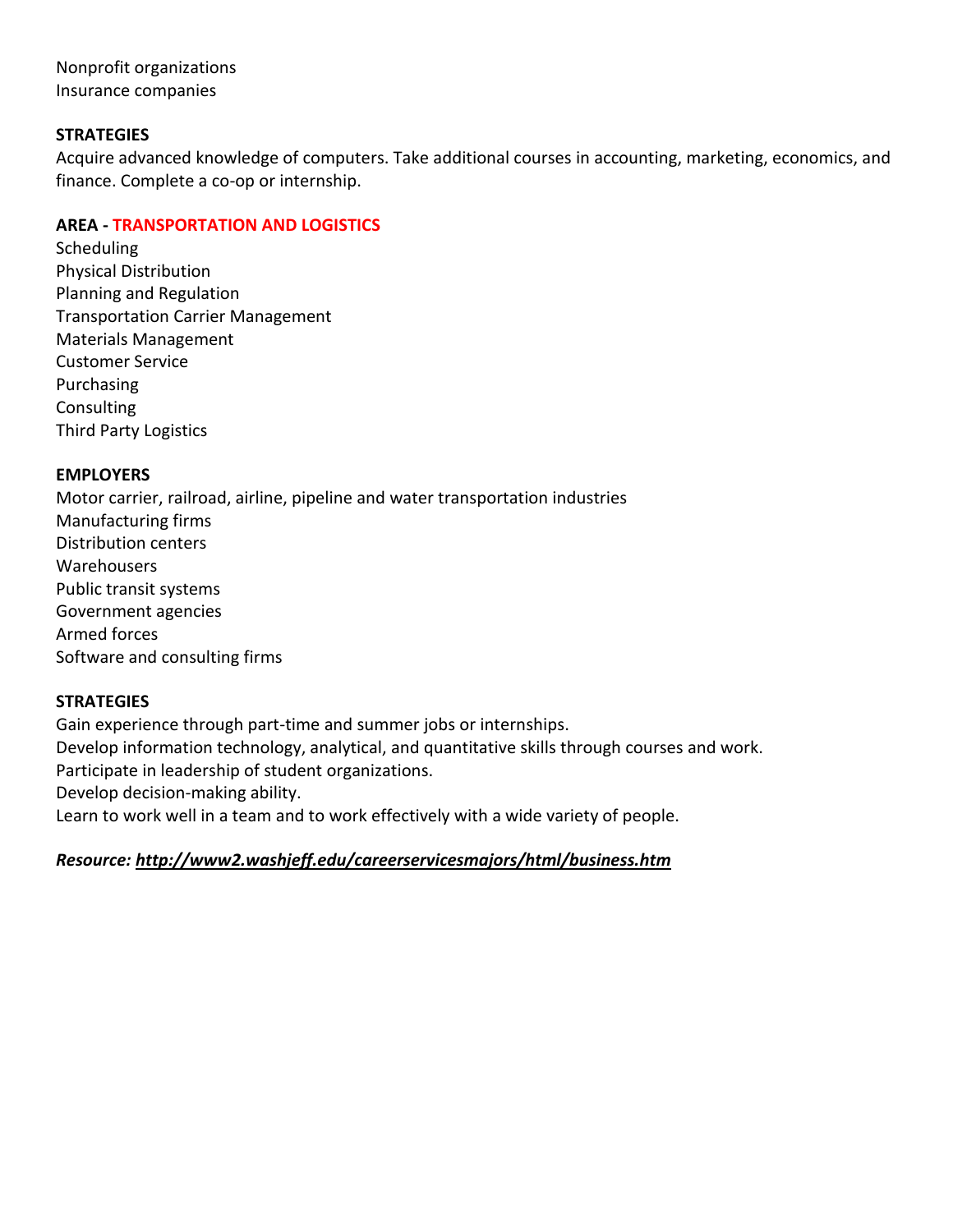Nonprofit organizations
Insurance companies

**STRATEGIES**

Acquire advanced knowledge of computers. Take additional courses in accounting, marketing, economics, and finance. Complete a co-op or internship.

**AREA - TRANSPORTATION AND LOGISTICS**

Scheduling
Physical Distribution
Planning and Regulation
Transportation Carrier Management
Materials Management
Customer Service
Purchasing
Consulting
Third Party Logistics

**EMPLOYERS**

Motor carrier, railroad, airline, pipeline and water transportation industries
Manufacturing firms
Distribution centers
Warehousers
Public transit systems
Government agencies
Armed forces
Software and consulting firms

**STRATEGIES**

Gain experience through part-time and summer jobs or internships.
Develop information technology, analytical, and quantitative skills through courses and work.
Participate in leadership of student organizations.
Develop decision-making ability.
Learn to work well in a team and to work effectively with a wide variety of people.

***Resource: http://www2.washjeff.edu/careerservicesmajors/html/business.htm***